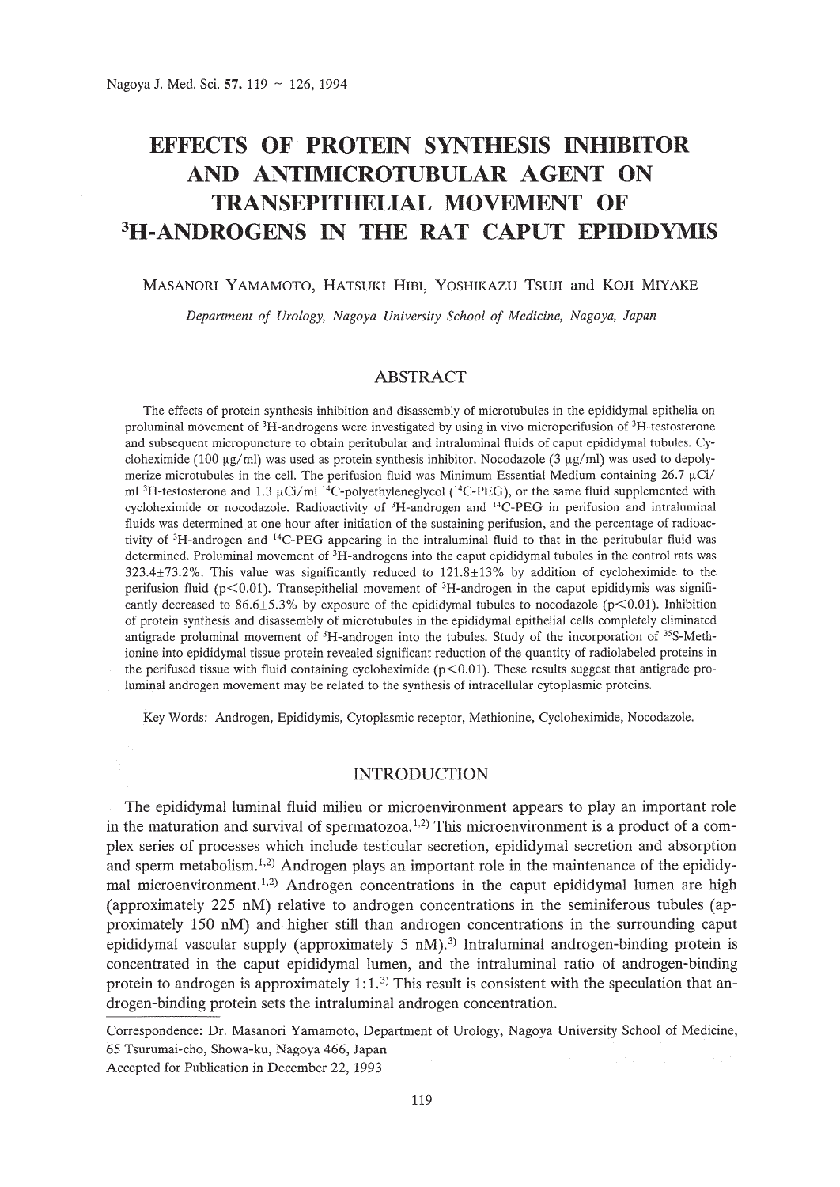# EFFECTS OF PROTEIN SYNTHESIS INHIBITOR AND ANTIMICROTUBULAR AGENT ON TRANSEPITHELIAL MOVEMENT OF $^{3}$H-ANDROGENS IN THE RAT CAPUT EPIDIDYMIS

MASANORI YAMAMOTO, HATSUKI HIBI, YOSHIKAZU TSUJI and KOJI MIYAKE

*Department of Urology, Nagoya University School of Medicine, Nagoya, Japan*

## ABSTRACT

The effects of protein synthesis inhibition and disassembly of microtubules in the epididymal epithelia on proluminal movement of $^{3}$H-androgens were investigated by using in vivo microperifusion of $^{3}$H-testosterone and subsequent micropuncture to obtain peritubular and intraluminal fluids of caput epididymal tubules. Cycloheximide (100 μg/ml) was used as protein synthesis inhibitor. Nocodazole (3 μg/ml) was used to depolymerize microtubules in the cell. The perifusion fluid was Minimum Essential Medium containing 26.7 μCi/ml $^{3}$H-testosterone and 1.3 μCi/ml $^{14}$C-polyethyleneglycol ($^{14}$C-PEG), or the same fluid supplemented with cycloheximide or nocodazole. Radioactivity of $^{3}$H-androgen and $^{14}$C-PEG in perifusion and intraluminal fluids was determined at one hour after initiation of the sustaining perifusion, and the percentage of radioactivity of $^{3}$H-androgen and $^{14}$C-PEG appearing in the intraluminal fluid to that in the peritubular fluid was determined. Proluminal movement of $^{3}$H-androgens into the caput epididymal tubules in the control rats was 323.4±73.2%. This value was significantly reduced to 121.8±13% by addition of cycloheximide to the perifusion fluid ($p<0.01$). Transepithelial movement of $^{3}$H-androgen in the caput epididymis was significantly decreased to 86.6±5.3% by exposure of the epididymal tubules to nocodazole ($p<0.01$). Inhibition of protein synthesis and disassembly of microtubules in the epididymal epithelial cells completely eliminated antigrade proluminal movement of $^{3}$H-androgen into the tubules. Study of the incorporation of $^{35}$S-Methionine into epididymal tissue protein revealed significant reduction of the quantity of radiolabeled proteins in the perifused tissue with fluid containing cycloheximide ($p<0.01$). These results suggest that antigrade proluminal androgen movement may be related to the synthesis of intracellular cytoplasmic proteins.

Key Words: Androgen, Epididymis, Cytoplasmic receptor, Methionine, Cycloheximide, Nocodazole.

## INTRODUCTION

The epididymal luminal fluid milieu or microenvironment appears to play an important role in the maturation and survival of spermatozoa.[1,2] This microenvironment is a product of a complex series of processes which include testicular secretion, epididymal secretion and absorption and sperm metabolism.[1,2] Androgen plays an important role in the maintenance of the epididymal microenvironment.[1,2] Androgen concentrations in the caput epididymal lumen are high (approximately 225 nM) relative to androgen concentrations in the seminiferous tubules (approximately 150 nM) and higher still than androgen concentrations in the surrounding caput epididymal vascular supply (approximately 5 nM).[3] Intraluminal androgen-binding protein is concentrated in the caput epididymal lumen, and the intraluminal ratio of androgen-binding protein to androgen is approximately 1:1.[3] This result is consistent with the speculation that androgen-binding protein sets the intraluminal androgen concentration.

Correspondence: Dr. Masanori Yamamoto, Department of Urology, Nagoya University School of Medicine, 65 Tsurumai-cho, Showa-ku, Nagoya 466, Japan
Accepted for Publication in December 22, 1993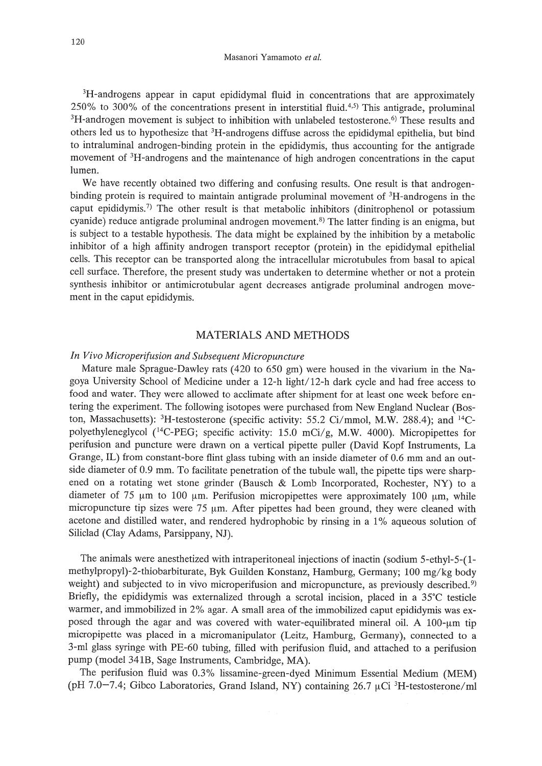$^3H$-androgens appear in caput epididymal fluid in concentrations that are approximately 250% to 300% of the concentrations present in interstitial fluid.[4,5] This antigrade, proluminal $^3H$-androgen movement is subject to inhibition with unlabeled testosterone.[6] These results and others led us to hypothesize that $^3H$-androgens diffuse across the epididymal epithelia, but bind to intraluminal androgen-binding protein in the epididymis, thus accounting for the antigrade movement of $^3H$-androgens and the maintenance of high androgen concentrations in the caput lumen.

We have recently obtained two differing and confusing results. One result is that androgen-binding protein is required to maintain antigrade proluminal movement of $^3H$-androgens in the caput epididymis.[7] The other result is that metabolic inhibitors (dinitrophenol or potassium cyanide) reduce antigrade proluminal androgen movement.[8] The latter finding is an enigma, but is subject to a testable hypothesis. The data might be explained by the inhibition by a metabolic inhibitor of a high affinity androgen transport receptor (protein) in the epididymal epithelial cells. This receptor can be transported along the intracellular microtubules from basal to apical cell surface. Therefore, the present study was undertaken to determine whether or not a protein synthesis inhibitor or antimicrotubular agent decreases antigrade proluminal androgen movement in the caput epididymis.

## MATERIALS AND METHODS

### *In Vivo Microperifusion and Subsequent Micropuncture*

Mature male Sprague-Dawley rats (420 to 650 gm) were housed in the vivarium in the Nagoya University School of Medicine under a 12-h light/12-h dark cycle and had free access to food and water. They were allowed to acclimate after shipment for at least one week before entering the experiment. The following isotopes were purchased from New England Nuclear (Boston, Massachusetts): $^3H$-testosterone (specific activity: 55.2 Ci/mmol, M.W. 288.4); and $^{14}C$-polyethyleneglycol ($^{14}C$-PEG; specific activity: 15.0 mCi/g, M.W. 4000). Micropipettes for perifusion and puncture were drawn on a vertical pipette puller (David Kopf Instruments, La Grange, IL) from constant-bore flint glass tubing with an inside diameter of 0.6 mm and an outside diameter of 0.9 mm. To facilitate penetration of the tubule wall, the pipette tips were sharpened on a rotating wet stone grinder (Bausch & Lomb Incorporated, Rochester, NY) to a diameter of 75 μm to 100 μm. Perifusion micropipettes were approximately 100 μm, while micropuncture tip sizes were 75 μm. After pipettes had been ground, they were cleaned with acetone and distilled water, and rendered hydrophobic by rinsing in a 1% aqueous solution of Siliclad (Clay Adams, Parsippany, NJ).

The animals were anesthetized with intraperitoneal injections of inactin (sodium 5-ethyl-5-(1-methylpropyl)-2-thiobarbiturate, Byk Guilden Konstanz, Hamburg, Germany; 100 mg/kg body weight) and subjected to in vivo microperifusion and micropuncture, as previously described.[9] Briefly, the epididymis was externalized through a scrotal incision, placed in a 35°C testicle warmer, and immobilized in 2% agar. A small area of the immobilized caput epididymis was exposed through the agar and was covered with water-equilibrated mineral oil. A 100-μm tip micropipette was placed in a micromanipulator (Leitz, Hamburg, Germany), connected to a 3-ml glass syringe with PE-60 tubing, filled with perifusion fluid, and attached to a perifusion pump (model 341B, Sage Instruments, Cambridge, MA).

The perifusion fluid was 0.3% lissamine-green-dyed Minimum Essential Medium (MEM) (pH 7.0–7.4; Gibco Laboratories, Grand Island, NY) containing 26.7 μCi $^3H$-testosterone/ml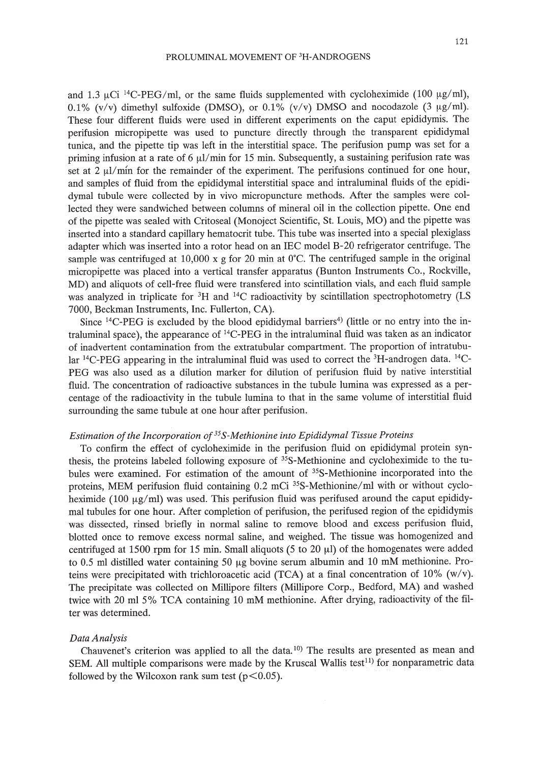and 1.3 μCi $^{14}$C-PEG/ml, or the same fluids supplemented with cycloheximide (100 μg/ml), 0.1% (v/v) dimethyl sulfoxide (DMSO), or 0.1% (v/v) DMSO and nocodazole (3 μg/ml). These four different fluids were used in different experiments on the caput epididymis. The perifusion micropipette was used to puncture directly through the transparent epididymal tunica, and the pipette tip was left in the interstitial space. The perifusion pump was set for a priming infusion at a rate of 6 μl/min for 15 min. Subsequently, a sustaining perifusion rate was set at 2 μl/min for the remainder of the experiment. The perifusions continued for one hour, and samples of fluid from the epididymal interstitial space and intraluminal fluids of the epididymal tubule were collected by in vivo micropuncture methods. After the samples were collected they were sandwiched between columns of mineral oil in the collection pipette. One end of the pipette was sealed with Critoseal (Monoject Scientific, St. Louis, MO) and the pipette was inserted into a standard capillary hematocrit tube. This tube was inserted into a special plexiglass adapter which was inserted into a rotor head on an IEC model B-20 refrigerator centrifuge. The sample was centrifuged at 10,000 x g for 20 min at 0°C. The centrifuged sample in the original micropipette was placed into a vertical transfer apparatus (Bunton Instruments Co., Rockville, MD) and aliquots of cell-free fluid were transfered into scintillation vials, and each fluid sample was analyzed in triplicate for $^{3}$H and $^{14}$C radioactivity by scintillation spectrophotometry (LS 7000, Beckman Instruments, Inc. Fullerton, CA).

Since $^{14}$C-PEG is excluded by the blood epididymal barriers[4] (little or no entry into the intraluminal space), the appearance of $^{14}$C-PEG in the intraluminal fluid was taken as an indicator of inadvertent contamination from the extratubular compartment. The proportion of intratubular $^{14}$C-PEG appearing in the intraluminal fluid was used to correct the $^{3}$H-androgen data. $^{14}$C-PEG was also used as a dilution marker for dilution of perifusion fluid by native interstitial fluid. The concentration of radioactive substances in the tubule lumina was expressed as a percentage of the radioactivity in the tubule lumina to that in the same volume of interstitial fluid surrounding the same tubule at one hour after perifusion.

### *Estimation of the Incorporation of $^{35}$S-Methionine into Epididymal Tissue Proteins*

To confirm the effect of cycloheximide in the perifusion fluid on epididymal protein synthesis, the proteins labeled following exposure of $^{35}$S-Methionine and cycloheximide to the tubules were examined. For estimation of the amount of $^{35}$S-Methionine incorporated into the proteins, MEM perifusion fluid containing 0.2 mCi $^{35}$S-Methionine/ml with or without cycloheximide (100 μg/ml) was used. This perifusion fluid was perifused around the caput epididymal tubules for one hour. After completion of perifusion, the perifused region of the epididymis was dissected, rinsed briefly in normal saline to remove blood and excess perifusion fluid, blotted once to remove excess normal saline, and weighed. The tissue was homogenized and centrifuged at 1500 rpm for 15 min. Small aliquots (5 to 20 μl) of the homogenates were added to 0.5 ml distilled water containing 50 μg bovine serum albumin and 10 mM methionine. Proteins were precipitated with trichloroacetic acid (TCA) at a final concentration of 10% (w/v). The precipitate was collected on Millipore filters (Millipore Corp., Bedford, MA) and washed twice with 20 ml 5% TCA containing 10 mM methionine. After drying, radioactivity of the filter was determined.

### *Data Analysis*

Chauvenet's criterion was applied to all the data.[10] The results are presented as mean and SEM. All multiple comparisons were made by the Kruscal Wallis test[11] for nonparametric data followed by the Wilcoxon rank sum test ($p<0.05$).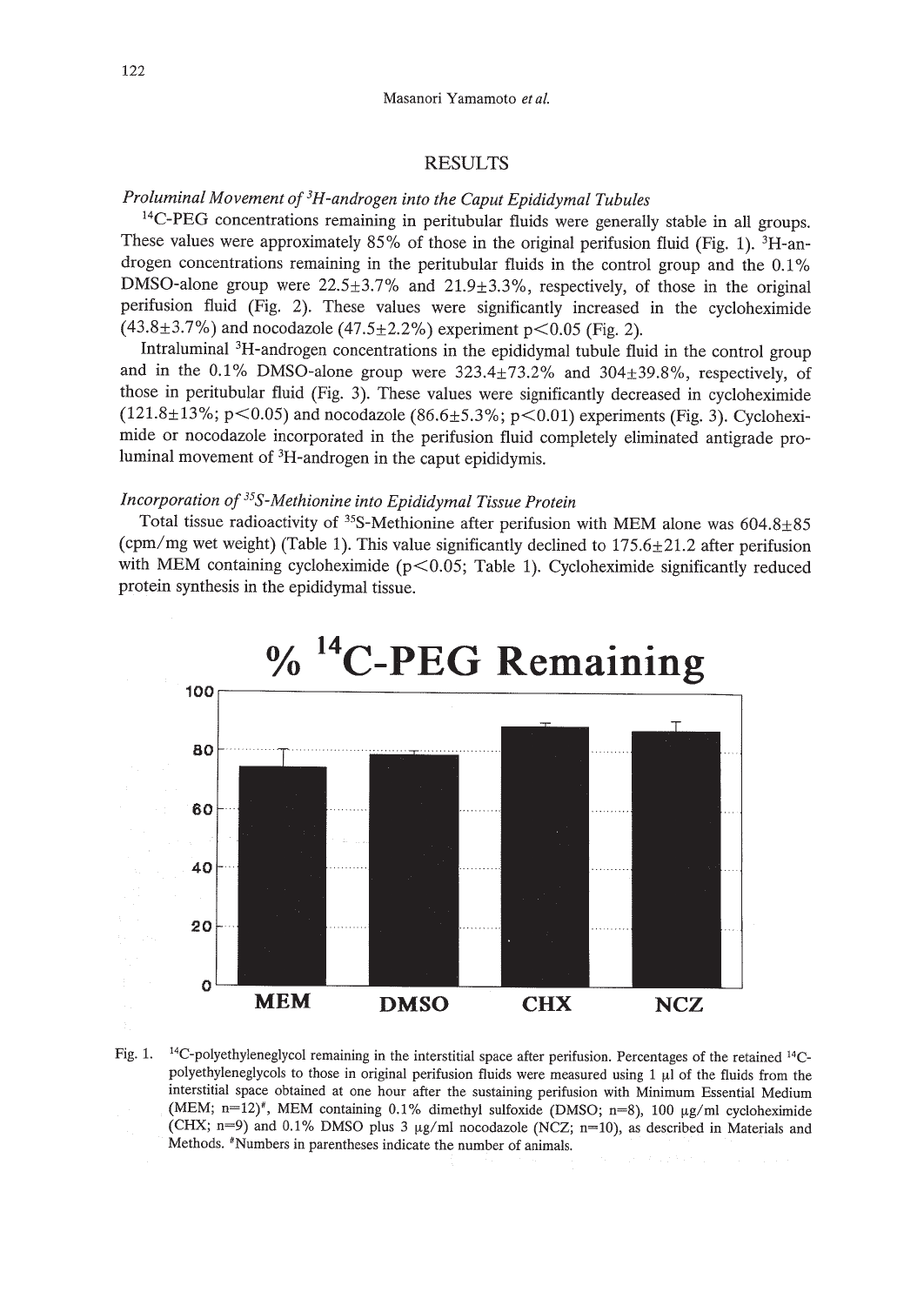## RESULTS

### *Proluminal Movement of $^{3}$H-androgen into the Caput Epididymal Tubules*

$^{14}$C-PEG concentrations remaining in peritubular fluids were generally stable in all groups. These values were approximately 85% of those in the original perifusion fluid (Fig. 1). $^{3}$H-androgen concentrations remaining in the peritubular fluids in the control group and the 0.1% DMSO-alone group were 22.5±3.7% and 21.9±3.3%, respectively, of those in the original perifusion fluid (Fig. 2). These values were significantly increased in the cycloheximide (43.8±3.7%) and nocodazole (47.5±2.2%) experiment $p<0.05$ (Fig. 2).

Intraluminal $^{3}$H-androgen concentrations in the epididymal tubule fluid in the control group and in the 0.1% DMSO-alone group were 323.4±73.2% and 304±39.8%, respectively, of those in peritubular fluid (Fig. 3). These values were significantly decreased in cycloheximide (121.8±13%; $p<0.05$) and nocodazole (86.6±5.3%; $p<0.01$) experiments (Fig. 3). Cycloheximide or nocodazole incorporated in the perifusion fluid completely eliminated antigrade proluminal movement of $^{3}$H-androgen in the caput epididymis.

### *Incorporation of $^{35}$S-Methionine into Epididymal Tissue Protein*

Total tissue radioactivity of $^{35}$S-Methionine after perifusion with MEM alone was 604.8±85 (cpm/mg wet weight) (Table 1). This value significantly declined to 175.6±21.2 after perifusion with MEM containing cycloheximide ($p<0.05$; Table 1). Cycloheximide significantly reduced protein synthesis in the epididymal tissue.

Fig. 1. $^{14}$C-polyethyleneglycol remaining in the interstitial space after perifusion. Percentages of the retained $^{14}$C-polyethyleneglycols to those in original perifusion fluids were measured using 1 μl of the fluids from the interstitial space obtained at one hour after the sustaining perifusion with Minimum Essential Medium (MEM; n=12)#, MEM containing 0.1% dimethyl sulfoxide (DMSO; n=8), 100 μg/ml cycloheximide (CHX; n=9) and 0.1% DMSO plus 3 μg/ml nocodazole (NCZ; n=10), as described in Materials and Methods. #Numbers in parentheses indicate the number of animals.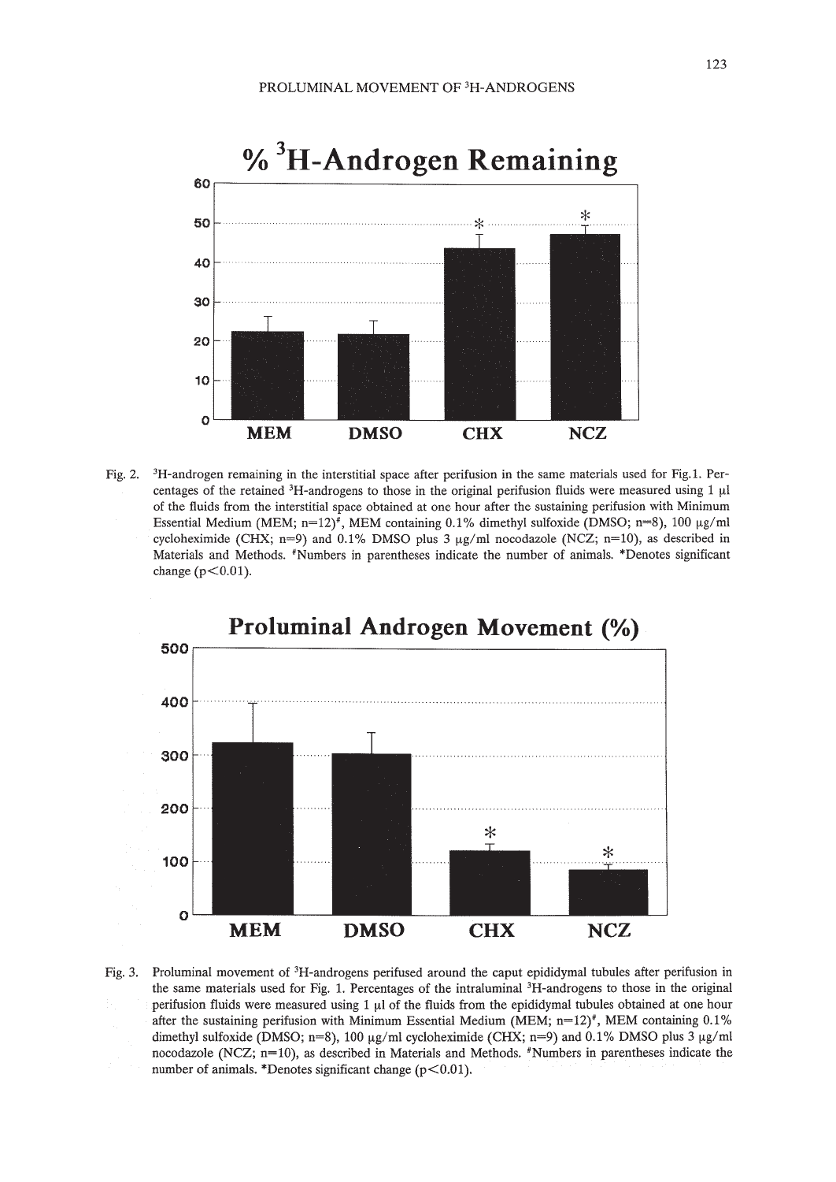# % $^3$H-Androgen Remaining

Fig. 2. $^3$H-androgen remaining in the interstitial space after perifusion in the same materials used for Fig. 1. Percentages of the retained $^3$H-androgens to those in the original perifusion fluids were measured using 1 μl of the fluids from the interstitial space obtained at one hour after the sustaining perifusion with Minimum Essential Medium (MEM; n=12)[#], MEM containing 0.1% dimethyl sulfoxide (DMSO; n=8), 100 μg/ml cycloheximide (CHX; n=9) and 0.1% DMSO plus 3 μg/ml nocodazole (NCZ; n=10), as described in Materials and Methods. [#]Numbers in parentheses indicate the number of animals. *Denotes significant change ($p<0.01$).

# Proluminal Androgen Movement (%)

Fig. 3. Proluminal movement of $^3$H-androgens perifused around the caput epididymal tubules after perifusion in the same materials used for Fig. 1. Percentages of the intraluminal $^3$H-androgens to those in the original perifusion fluids were measured using 1 μl of the fluids from the epididymal tubules obtained at one hour after the sustaining perifusion with Minimum Essential Medium (MEM; n=12)[#], MEM containing 0.1% dimethyl sulfoxide (DMSO; n=8), 100 μg/ml cycloheximide (CHX; n=9) and 0.1% DMSO plus 3 μg/ml nocodazole (NCZ; n=10), as described in Materials and Methods. [#]Numbers in parentheses indicate the number of animals. *Denotes significant change ($p<0.01$).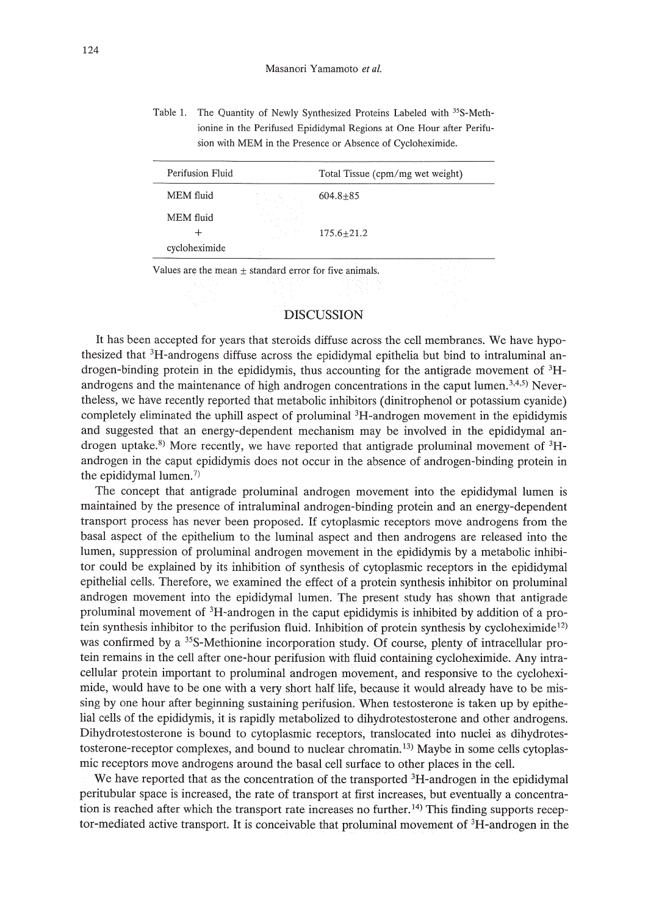Table 1. The Quantity of Newly Synthesized Proteins Labeled with $^{35}$S-Methionine in the Perifused Epididymal Regions at One Hour after Perifusion with MEM in the Presence or Absence of Cycloheximide.

| Perifusion Fluid | Total Tissue (cpm/mg wet weight) |
| --- | --- |
| MEM fluid | 604.8±85 |
| MEM fluid + cycloheximide | 175.6±21.2 |

Values are the mean ± standard error for five animals.

## DISCUSSION

It has been accepted for years that steroids diffuse across the cell membranes. We have hypothesized that $^{3}$H-androgens diffuse across the epididymal epithelia but bind to intraluminal androgen-binding protein in the epididymis, thus accounting for the antigrade movement of $^{3}$H-androgens and the maintenance of high androgen concentrations in the caput lumen.[3,4,5] Nevertheless, we have recently reported that metabolic inhibitors (dinitrophenol or potassium cyanide) completely eliminated the uphill aspect of proluminal $^{3}$H-androgen movement in the epididymis and suggested that an energy-dependent mechanism may be involved in the epididymal androgen uptake.[8] More recently, we have reported that antigrade proluminal movement of $^{3}$H-androgen in the caput epididymis does not occur in the absence of androgen-binding protein in the epididymal lumen.[7]

The concept that antigrade proluminal androgen movement into the epididymal lumen is maintained by the presence of intraluminal androgen-binding protein and an energy-dependent transport process has never been proposed. If cytoplasmic receptors move androgens from the basal aspect of the epithelium to the luminal aspect and then androgens are released into the lumen, suppression of proluminal androgen movement in the epididymis by a metabolic inhibitor could be explained by its inhibition of synthesis of cytoplasmic receptors in the epididymal epithelial cells. Therefore, we examined the effect of a protein synthesis inhibitor on proluminal androgen movement into the epididymal lumen. The present study has shown that antigrade proluminal movement of $^{3}$H-androgen in the caput epididymis is inhibited by addition of a protein synthesis inhibitor to the perifusion fluid. Inhibition of protein synthesis by cycloheximide[12] was confirmed by a $^{35}$S-Methionine incorporation study. Of course, plenty of intracellular protein remains in the cell after one-hour perifusion with fluid containing cycloheximide. Any intracellular protein important to proluminal androgen movement, and responsive to the cycloheximide, would have to be one with a very short half life, because it would already have to be missing by one hour after beginning sustaining perifusion. When testosterone is taken up by epithelial cells of the epididymis, it is rapidly metabolized to dihydrotestosterone and other androgens. Dihydrotestosterone is bound to cytoplasmic receptors, translocated into nuclei as dihydrotestosterone-receptor complexes, and bound to nuclear chromatin.[13] Maybe in some cells cytoplasmic receptors move androgens around the basal cell surface to other places in the cell.

We have reported that as the concentration of the transported $^{3}$H-androgen in the epididymal peritubular space is increased, the rate of transport at first increases, but eventually a concentration is reached after which the transport rate increases no further.[14] This finding supports receptor-mediated active transport. It is conceivable that proluminal movement of $^{3}$H-androgen in the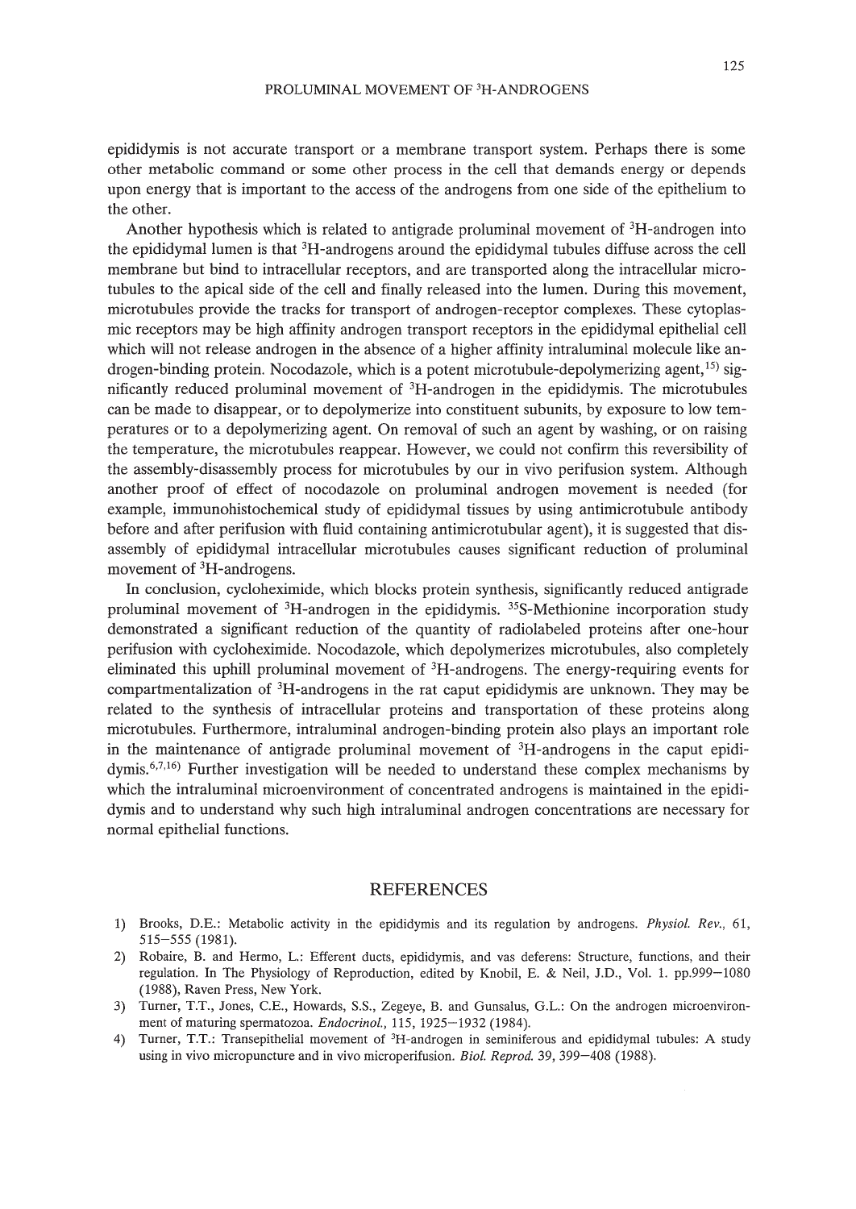epididymis is not accurate transport or a membrane transport system. Perhaps there is some other metabolic command or some other process in the cell that demands energy or depends upon energy that is important to the access of the androgens from one side of the epithelium to the other.

Another hypothesis which is related to antigrade proluminal movement of $^{3}$H-androgen into the epididymal lumen is that $^{3}$H-androgens around the epididymal tubules diffuse across the cell membrane but bind to intracellular receptors, and are transported along the intracellular microtubules to the apical side of the cell and finally released into the lumen. During this movement, microtubules provide the tracks for transport of androgen-receptor complexes. These cytoplasmic receptors may be high affinity androgen transport receptors in the epididymal epithelial cell which will not release androgen in the absence of a higher affinity intraluminal molecule like androgen-binding protein. Nocodazole, which is a potent microtubule-depolymerizing agent,[15] significantly reduced proluminal movement of $^{3}$H-androgen in the epididymis. The microtubules can be made to disappear, or to depolymerize into constituent subunits, by exposure to low temperatures or to a depolymerizing agent. On removal of such an agent by washing, or on raising the temperature, the microtubules reappear. However, we could not confirm this reversibility of the assembly-disassembly process for microtubules by our in vivo perifusion system. Although another proof of effect of nocodazole on proluminal androgen movement is needed (for example, immunohistochemical study of epididymal tissues by using antimicrotubule antibody before and after perifusion with fluid containing antimicrotubular agent), it is suggested that disassembly of epididymal intracellular microtubules causes significant reduction of proluminal movement of $^{3}$H-androgens.

In conclusion, cycloheximide, which blocks protein synthesis, significantly reduced antigrade proluminal movement of $^{3}$H-androgen in the epididymis. $^{35}$S-Methionine incorporation study demonstrated a significant reduction of the quantity of radiolabeled proteins after one-hour perifusion with cycloheximide. Nocodazole, which depolymerizes microtubules, also completely eliminated this uphill proluminal movement of $^{3}$H-androgens. The energy-requiring events for compartmentalization of $^{3}$H-androgens in the rat caput epididymis are unknown. They may be related to the synthesis of intracellular proteins and transportation of these proteins along microtubules. Furthermore, intraluminal androgen-binding protein also plays an important role in the maintenance of antigrade proluminal movement of $^{3}$H-androgens in the caput epididymis.[6,7,16] Further investigation will be needed to understand these complex mechanisms by which the intraluminal microenvironment of concentrated androgens is maintained in the epididymis and to understand why such high intraluminal androgen concentrations are necessary for normal epithelial functions.

## REFERENCES

1) Brooks, D.E.: Metabolic activity in the epididymis and its regulation by androgens. *Physiol. Rev.*, 61, 515–555 (1981).
2) Robaire, B. and Hermo, L.: Efferent ducts, epididymis, and vas deferens: Structure, functions, and their regulation. In The Physiology of Reproduction, edited by Knobil, E. & Neil, J.D., Vol. 1. pp.999–1080 (1988), Raven Press, New York.
3) Turner, T.T., Jones, C.E., Howards, S.S., Zegeye, B. and Gunsalus, G.L.: On the androgen microenvironment of maturing spermatozoa. *Endocrinol.*, 115, 1925–1932 (1984).
4) Turner, T.T.: Transepithelial movement of $^{3}$H-androgen in seminiferous and epididymal tubules: A study using in vivo micropuncture and in vivo microperifusion. *Biol. Reprod.* 39, 399–408 (1988).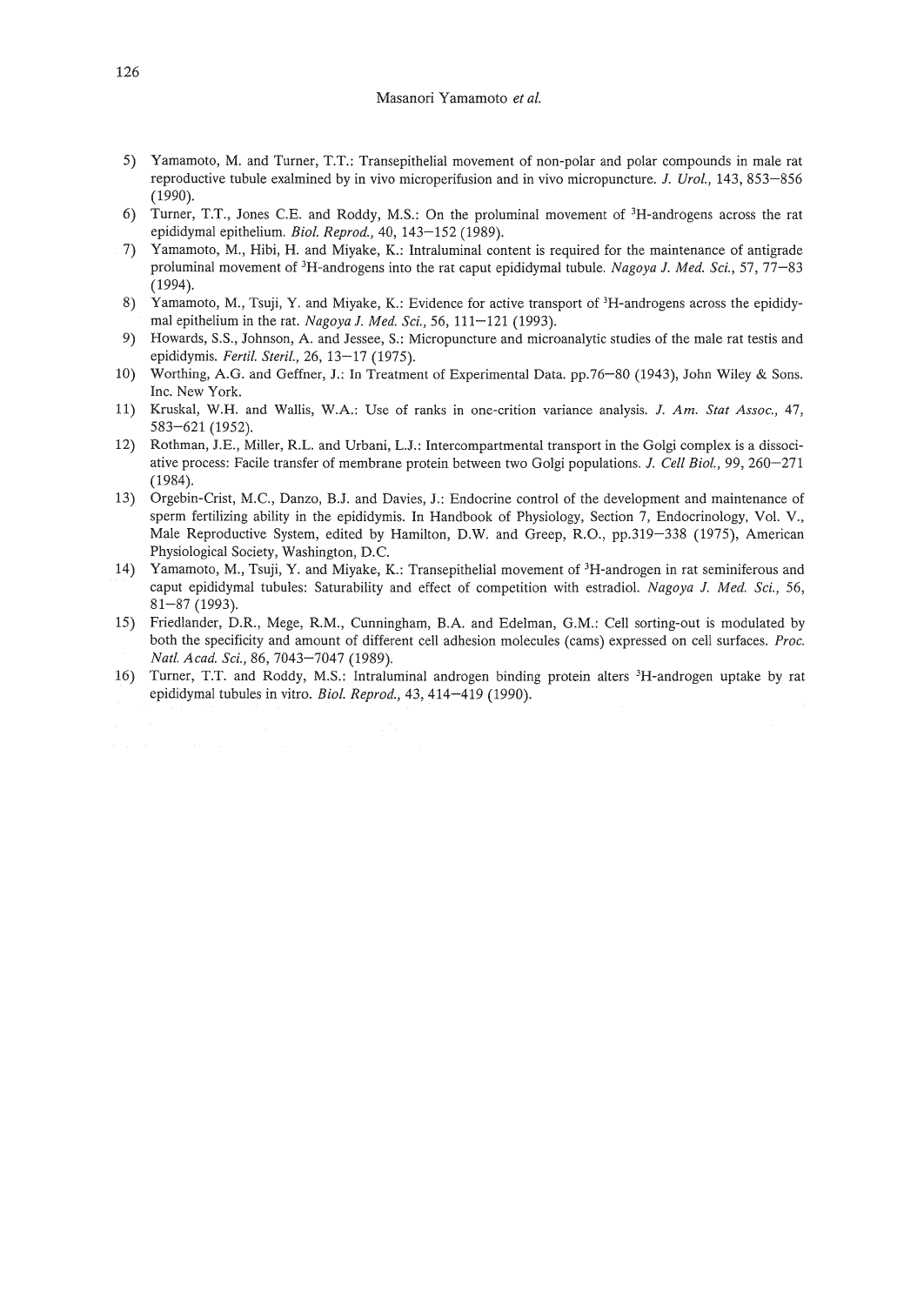5) Yamamoto, M. and Turner, T.T.: Transepithelial movement of non-polar and polar compounds in male rat reproductive tubule exalmined by in vivo microperifusion and in vivo micropuncture. *J. Urol.*, 143, 853–856 (1990).
6) Turner, T.T., Jones C.E. and Roddy, M.S.: On the proluminal movement of $^3$H-androgens across the rat epididymal epithelium. *Biol. Reprod.*, 40, 143–152 (1989).
7) Yamamoto, M., Hibi, H. and Miyake, K.: Intraluminal content is required for the maintenance of antigrade proluminal movement of $^3$H-androgens into the rat caput epididymal tubule. *Nagoya J. Med. Sci.*, 57, 77–83 (1994).
8) Yamamoto, M., Tsuji, Y. and Miyake, K.: Evidence for active transport of $^3$H-androgens across the epididymal epithelium in the rat. *Nagoya J. Med. Sci.*, 56, 111–121 (1993).
9) Howards, S.S., Johnson, A. and Jessee, S.: Micropuncture and microanalytic studies of the male rat testis and epididymis. *Fertil. Steril.*, 26, 13–17 (1975).
10) Worthing, A.G. and Geffner, J.: In Treatment of Experimental Data. pp.76–80 (1943), John Wiley & Sons. Inc. New York.
11) Kruskal, W.H. and Wallis, W.A.: Use of ranks in one-crition variance analysis. *J. Am. Stat Assoc.*, 47, 583–621 (1952).
12) Rothman, J.E., Miller, R.L. and Urbani, L.J.: Intercompartmental transport in the Golgi complex is a dissociative process: Facile transfer of membrane protein between two Golgi populations. *J. Cell Biol.*, 99, 260–271 (1984).
13) Orgebin-Crist, M.C., Danzo, B.J. and Davies, J.: Endocrine control of the development and maintenance of sperm fertilizing ability in the epididymis. In Handbook of Physiology, Section 7, Endocrinology, Vol. V., Male Reproductive System, edited by Hamilton, D.W. and Greep, R.O., pp.319–338 (1975), American Physiological Society, Washington, D.C.
14) Yamamoto, M., Tsuji, Y. and Miyake, K.: Transepithelial movement of $^3$H-androgen in rat seminiferous and caput epididymal tubules: Saturability and effect of competition with estradiol. *Nagoya J. Med. Sci.*, 56, 81–87 (1993).
15) Friedlander, D.R., Mege, R.M., Cunningham, B.A. and Edelman, G.M.: Cell sorting-out is modulated by both the specificity and amount of different cell adhesion molecules (cams) expressed on cell surfaces. *Proc. Natl. Acad. Sci.*, 86, 7043–7047 (1989).
16) Turner, T.T. and Roddy, M.S.: Intraluminal androgen binding protein alters $^3$H-androgen uptake by rat epididymal tubules in vitro. *Biol. Reprod.*, 43, 414–419 (1990).